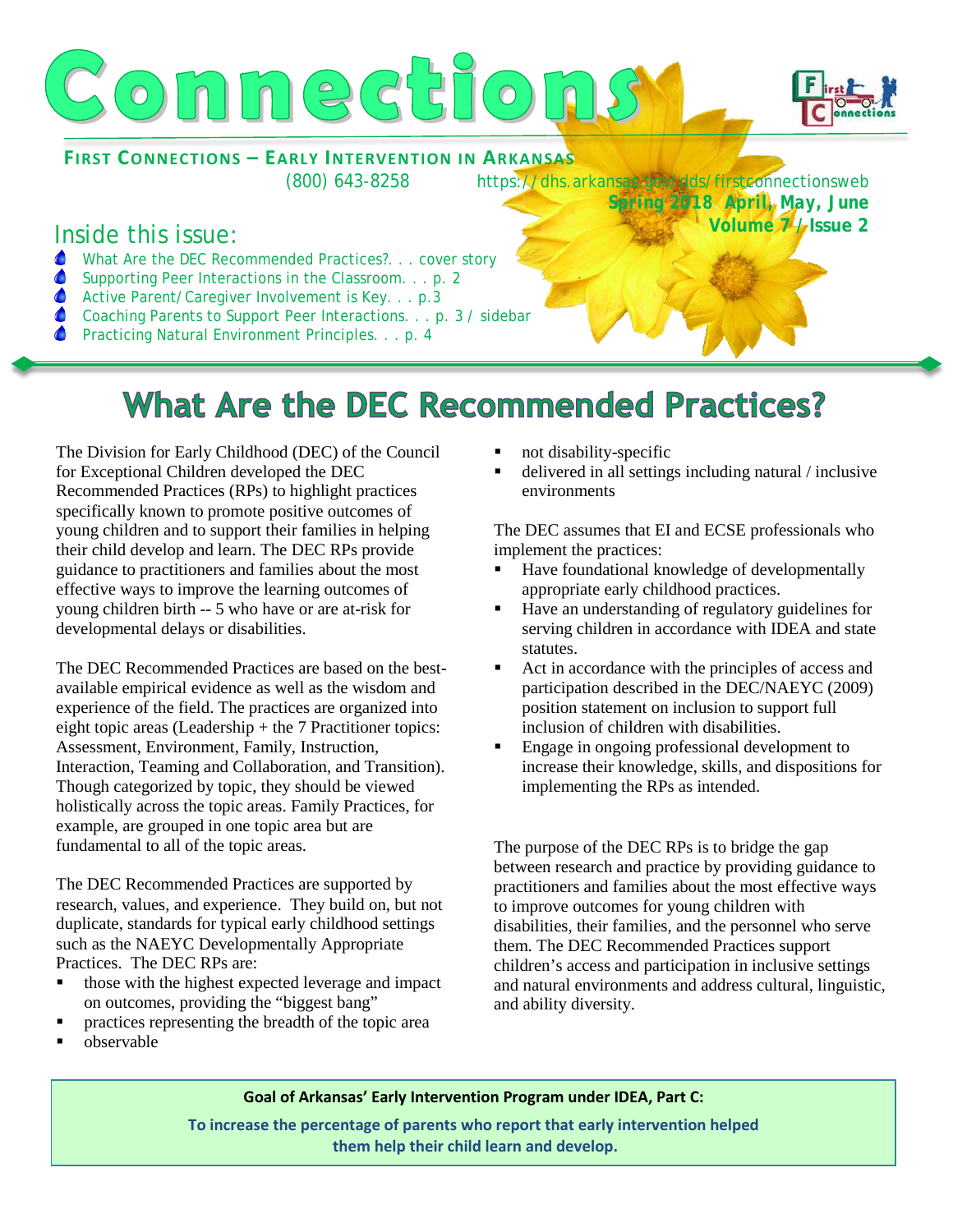# Connections

**FIRST CONNECTIONS – EARLY INTERVENTION IN ARKANSAS**

(800) 643-8258 https://dhs.arkansas.gov/dds/firstconnectionsweb

**Spring 2018 April, May, June**
**Volume 7 / Issue 2**

## Inside this issue:

- What Are the DEC Recommended Practices?. . . cover story
- Supporting Peer Interactions in the Classroom. . . p. 2
- Active Parent/Caregiver Involvement is Key. . . p.3
- Coaching Parents to Support Peer Interactions. . . p. 3 / sidebar
- Practicing Natural Environment Principles. . . p. 4

# What Are the DEC Recommended Practices?

The Division for Early Childhood (DEC) of the Council for Exceptional Children developed the DEC Recommended Practices (RPs) to highlight practices specifically known to promote positive outcomes of young children and to support their families in helping their child develop and learn. The DEC RPs provide guidance to practitioners and families about the most effective ways to improve the learning outcomes of young children birth -- 5 who have or are at-risk for developmental delays or disabilities.

The DEC Recommended Practices are based on the best-available empirical evidence as well as the wisdom and experience of the field. The practices are organized into eight topic areas (Leadership + the 7 Practitioner topics: Assessment, Environment, Family, Instruction, Interaction, Teaming and Collaboration, and Transition). Though categorized by topic, they should be viewed holistically across the topic areas. Family Practices, for example, are grouped in one topic area but are fundamental to all of the topic areas.

The DEC Recommended Practices are supported by research, values, and experience. They build on, but not duplicate, standards for typical early childhood settings such as the NAEYC Developmentally Appropriate Practices. The DEC RPs are:

- those with the highest expected leverage and impact on outcomes, providing the "biggest bang"
- practices representing the breadth of the topic area
- observable
- not disability-specific
- delivered in all settings including natural / inclusive environments

The DEC assumes that EI and ECSE professionals who implement the practices:

- Have foundational knowledge of developmentally appropriate early childhood practices.
- Have an understanding of regulatory guidelines for serving children in accordance with IDEA and state statutes.
- Act in accordance with the principles of access and participation described in the DEC/NAEYC (2009) position statement on inclusion to support full inclusion of children with disabilities.
- Engage in ongoing professional development to increase their knowledge, skills, and dispositions for implementing the RPs as intended.

The purpose of the DEC RPs is to bridge the gap between research and practice by providing guidance to practitioners and families about the most effective ways to improve outcomes for young children with disabilities, their families, and the personnel who serve them. The DEC Recommended Practices support children's access and participation in inclusive settings and natural environments and address cultural, linguistic, and ability diversity.

**Goal of Arkansas' Early Intervention Program under IDEA, Part C:**

**To increase the percentage of parents who report that early intervention helped them help their child learn and develop.**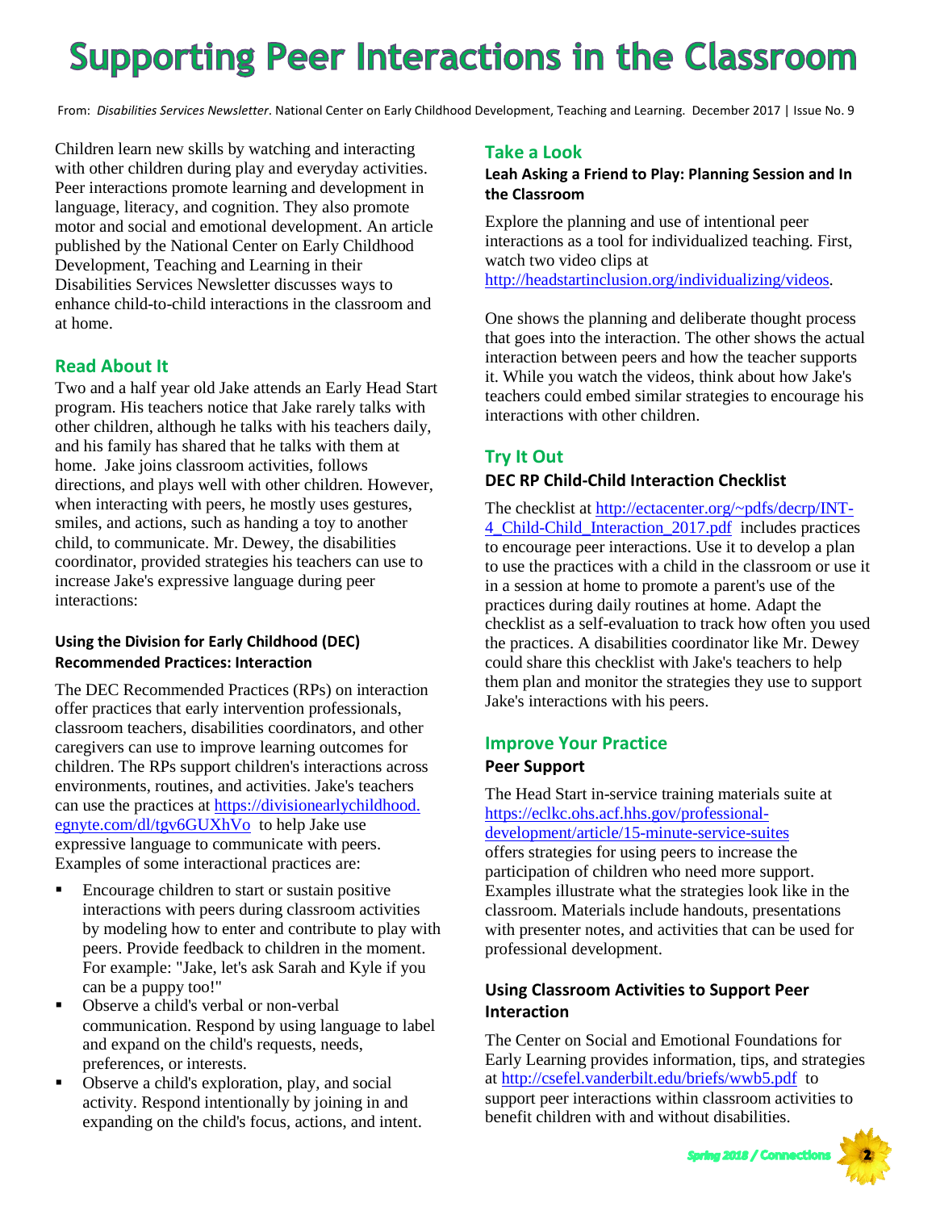# Supporting Peer Interactions in the Classroom

From: *Disabilities Services Newsletter*. National Center on Early Childhood Development, Teaching and Learning. December 2017 | Issue No. 9

Children learn new skills by watching and interacting with other children during play and everyday activities. Peer interactions promote learning and development in language, literacy, and cognition. They also promote motor and social and emotional development. An article published by the National Center on Early Childhood Development, Teaching and Learning in their Disabilities Services Newsletter discusses ways to enhance child-to-child interactions in the classroom and at home.

## Read About It

Two and a half year old Jake attends an Early Head Start program. His teachers notice that Jake rarely talks with other children, although he talks with his teachers daily, and his family has shared that he talks with them at home. Jake joins classroom activities, follows directions, and plays well with other children. However, when interacting with peers, he mostly uses gestures, smiles, and actions, such as handing a toy to another child, to communicate. Mr. Dewey, the disabilities coordinator, provided strategies his teachers can use to increase Jake's expressive language during peer interactions:

### Using the Division for Early Childhood (DEC) Recommended Practices: Interaction

The DEC Recommended Practices (RPs) on interaction offer practices that early intervention professionals, classroom teachers, disabilities coordinators, and other caregivers can use to improve learning outcomes for children. The RPs support children's interactions across environments, routines, and activities. Jake's teachers can use the practices at https://divisionearlychildhood.egnyte.com/dl/tgv6GUXhVo to help Jake use expressive language to communicate with peers. Examples of some interactional practices are:

- Encourage children to start or sustain positive interactions with peers during classroom activities by modeling how to enter and contribute to play with peers. Provide feedback to children in the moment. For example: "Jake, let's ask Sarah and Kyle if you can be a puppy too!"
- Observe a child's verbal or non-verbal communication. Respond by using language to label and expand on the child's requests, needs, preferences, or interests.
- Observe a child's exploration, play, and social activity. Respond intentionally by joining in and expanding on the child's focus, actions, and intent.

## Take a Look

### Leah Asking a Friend to Play: Planning Session and In the Classroom

Explore the planning and use of intentional peer interactions as a tool for individualized teaching. First, watch two video clips at http://headstartinclusion.org/individualizing/videos.

One shows the planning and deliberate thought process that goes into the interaction. The other shows the actual interaction between peers and how the teacher supports it. While you watch the videos, think about how Jake's teachers could embed similar strategies to encourage his interactions with other children.

## Try It Out

### DEC RP Child-Child Interaction Checklist

The checklist at http://ectacenter.org/~pdfs/decrp/INT-4_Child-Child_Interaction_2017.pdf includes practices to encourage peer interactions. Use it to develop a plan to use the practices with a child in the classroom or use it in a session at home to promote a parent's use of the practices during daily routines at home. Adapt the checklist as a self-evaluation to track how often you used the practices. A disabilities coordinator like Mr. Dewey could share this checklist with Jake's teachers to help them plan and monitor the strategies they use to support Jake's interactions with his peers.

## Improve Your Practice

### Peer Support

The Head Start in-service training materials suite at https://eclkc.ohs.acf.hhs.gov/professional-development/article/15-minute-service-suites offers strategies for using peers to increase the participation of children who need more support. Examples illustrate what the strategies look like in the classroom. Materials include handouts, presentations with presenter notes, and activities that can be used for professional development.

### Using Classroom Activities to Support Peer Interaction

The Center on Social and Emotional Foundations for Early Learning provides information, tips, and strategies at http://csefel.vanderbilt.edu/briefs/wwb5.pdf to support peer interactions within classroom activities to benefit children with and without disabilities.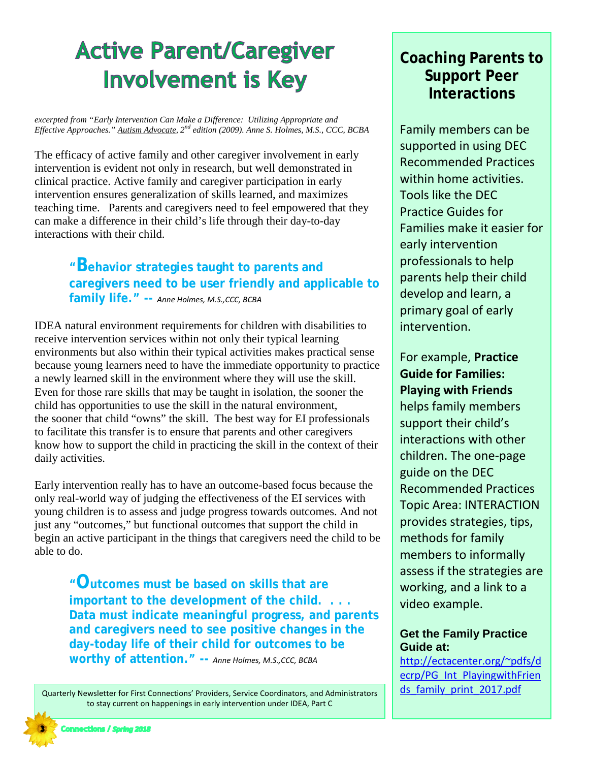# Active Parent/Caregiver Involvement is Key

*excerpted from "Early Intervention Can Make a Difference: Utilizing Appropriate and Effective Approaches." Autism Advocate, 2nd edition (2009). Anne S. Holmes, M.S., CCC, BCBA*

The efficacy of active family and other caregiver involvement in early intervention is evident not only in research, but well demonstrated in clinical practice. Active family and caregiver participation in early intervention ensures generalization of skills learned, and maximizes teaching time. Parents and caregivers need to feel empowered that they can make a difference in their child's life through their day-to-day interactions with their child.

> **"Behavior strategies taught to parents and caregivers need to be user friendly and applicable to family life." --** *Anne Holmes, M.S.,CCC, BCBA*

IDEA natural environment requirements for children with disabilities to receive intervention services within not only their typical learning environments but also within their typical activities makes practical sense because young learners need to have the immediate opportunity to practice a newly learned skill in the environment where they will use the skill. Even for those rare skills that may be taught in isolation, the sooner the child has opportunities to use the skill in the natural environment, the sooner that child "owns" the skill. The best way for EI professionals to facilitate this transfer is to ensure that parents and other caregivers know how to support the child in practicing the skill in the context of their daily activities.

Early intervention really has to have an outcome-based focus because the only real-world way of judging the effectiveness of the EI services with young children is to assess and judge progress towards outcomes. And not just any "outcomes," but functional outcomes that support the child in begin an active participant in the things that caregivers need the child to be able to do.

> **"Outcomes must be based on skills that are important to the development of the child. . . . Data must indicate meaningful progress, and parents and caregivers need to see positive changes in the day-today life of their child for outcomes to be worthy of attention." --** *Anne Holmes, M.S.,CCC, BCBA*

Quarterly Newsletter for First Connections' Providers, Service Coordinators, and Administrators to stay current on happenings in early intervention under IDEA, Part C

## Coaching Parents to Support Peer Interactions

Family members can be supported in using DEC Recommended Practices within home activities. Tools like the DEC Practice Guides for Families make it easier for early intervention professionals to help parents help their child develop and learn, a primary goal of early intervention.

For example, **Practice Guide for Families: Playing with Friends** helps family members support their child's interactions with other children. The one-page guide on the DEC Recommended Practices Topic Area: INTERACTION provides strategies, tips, methods for family members to informally assess if the strategies are working, and a link to a video example.

**Get the Family Practice Guide at:**
http://ectacenter.org/~pdfs/decrp/PG_Int_PlayingwithFriends_family_print_2017.pdf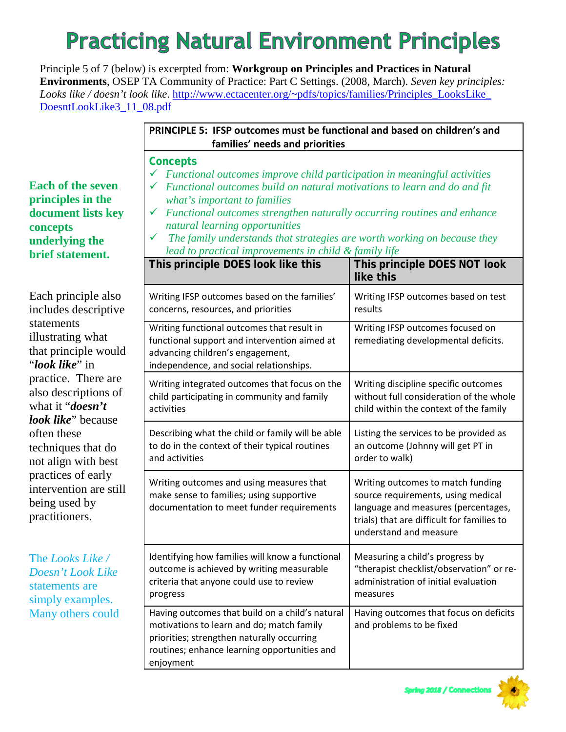# Practicing Natural Environment Principles

Principle 5 of 7 (below) is excerpted from: **Workgroup on Principles and Practices in Natural Environments**, OSEP TA Community of Practice: Part C Settings. (2008, March). *Seven key principles: Looks like / doesn't look like*. http://www.ectacenter.org/~pdfs/topics/families/Principles_LooksLike_DoesntLookLike3_11_08.pdf

**Each of the seven principles in the document lists key concepts underlying the brief statement.**

Each principle also includes descriptive statements illustrating what that principle would "***look like***" in practice. There are also descriptions of what it "***doesn't look like***" because often these techniques that do not align with best practices of early intervention are still being used by practitioners.

The *Looks Like / Doesn't Look Like* statements are simply examples. Many others could

**PRINCIPLE 5: IFSP outcomes must be functional and based on children's and families' needs and priorities**

**Concepts**

- ✓ *Functional outcomes improve child participation in meaningful activities*
- ✓ *Functional outcomes build on natural motivations to learn and do and fit what's important to families*
- ✓ *Functional outcomes strengthen naturally occurring routines and enhance natural learning opportunities*
- ✓ *The family understands that strategies are worth working on because they lead to practical improvements in child & family life*

| This principle DOES look like this | This principle DOES NOT look like this |
|---|---|
| Writing IFSP outcomes based on the families' concerns, resources, and priorities | Writing IFSP outcomes based on test results |
| Writing functional outcomes that result in functional support and intervention aimed at advancing children's engagement, independence, and social relationships. | Writing IFSP outcomes focused on remediating developmental deficits. |
| Writing integrated outcomes that focus on the child participating in community and family activities | Writing discipline specific outcomes without full consideration of the whole child within the context of the family |
| Describing what the child or family will be able to do in the context of their typical routines and activities | Listing the services to be provided as an outcome (Johnny will get PT in order to walk) |
| Writing outcomes and using measures that make sense to families; using supportive documentation to meet funder requirements | Writing outcomes to match funding source requirements, using medical language and measures (percentages, trials) that are difficult for families to understand and measure |
| Identifying how families will know a functional outcome is achieved by writing measurable criteria that anyone could use to review progress | Measuring a child's progress by "therapist checklist/observation" or re-administration of initial evaluation measures |
| Having outcomes that build on a child's natural motivations to learn and do; match family priorities; strengthen naturally occurring routines; enhance learning opportunities and enjoyment | Having outcomes that focus on deficits and problems to be fixed |